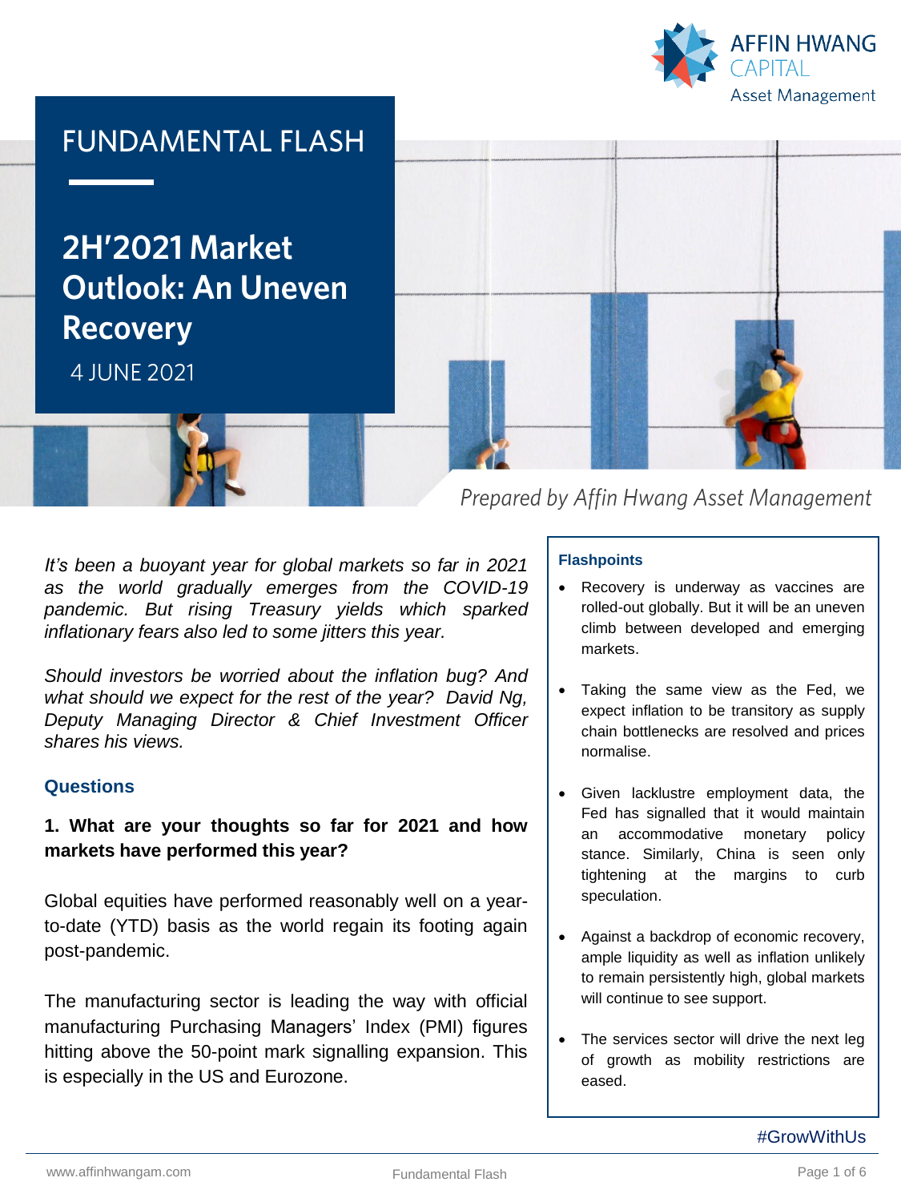# FUNDAMENTAL FLASH

## 2H'2021 Market Outlook: An Uneven Recovery

4 JUNE 2021

*Prepared by Affin Hwang Asset Management*

*It's been a buoyant year for global markets so far in 2021 as the world gradually emerges from the COVID-19 pandemic. But rising Treasury yields which sparked inflationary fears also led to some jitters this year.*

*Should investors be worried about the inflation bug? And what should we expect for the rest of the year? David Ng, Deputy Managing Director & Chief Investment Officer shares his views.*

### Flashpoints

- Recovery is underway as vaccines are rolled-out globally. But it will be an uneven climb between developed and emerging markets.
- Taking the same view as the Fed, we expect inflation to be transitory as supply chain bottlenecks are resolved and prices normalise.
- Given lacklustre employment data, the Fed has signalled that it would maintain an accommodative monetary policy stance. Similarly, China is seen only tightening at the margins to curb speculation.
- Against a backdrop of economic recovery, ample liquidity as well as inflation unlikely to remain persistently high, global markets will continue to see support.
- The services sector will drive the next leg of growth as mobility restrictions are eased.

### Questions

**1. What are your thoughts so far for 2021 and how markets have performed this year?**

Global equities have performed reasonably well on a year-to-date (YTD) basis as the world regain its footing again post-pandemic.

The manufacturing sector is leading the way with official manufacturing Purchasing Managers' Index (PMI) figures hitting above the 50-point mark signalling expansion. This is especially in the US and Eurozone.

#GrowWithUs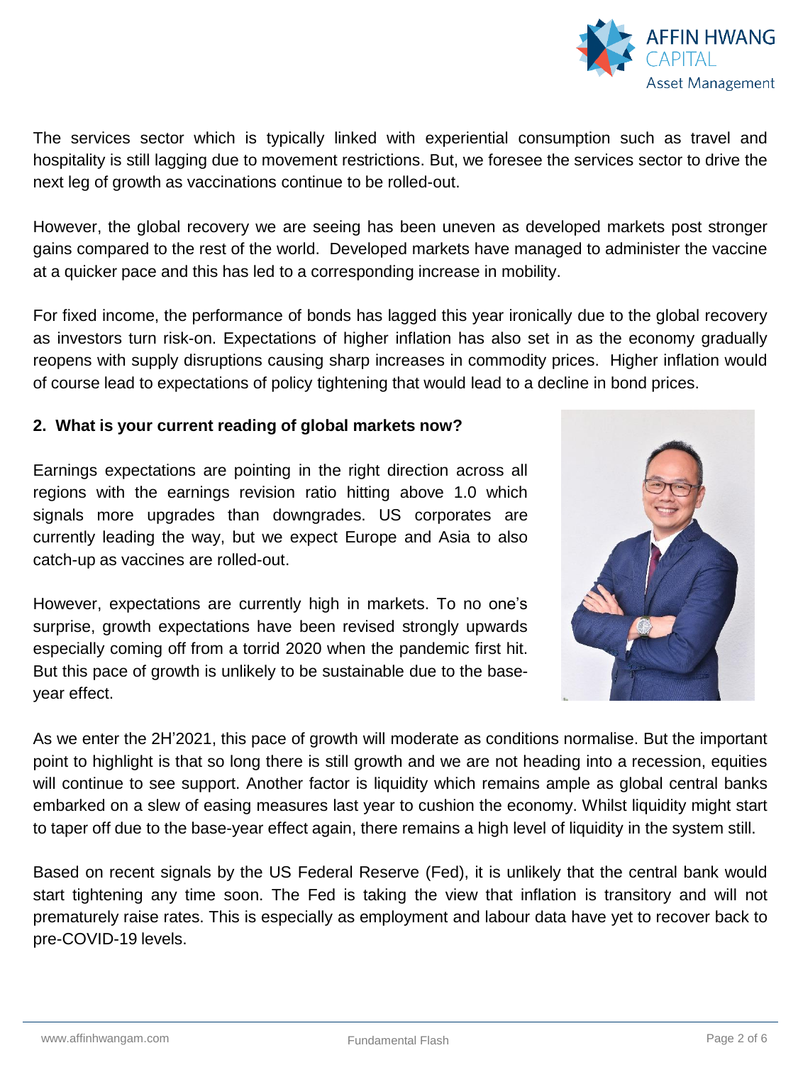The services sector which is typically linked with experiential consumption such as travel and hospitality is still lagging due to movement restrictions. But, we foresee the services sector to drive the next leg of growth as vaccinations continue to be rolled-out.

However, the global recovery we are seeing has been uneven as developed markets post stronger gains compared to the rest of the world. Developed markets have managed to administer the vaccine at a quicker pace and this has led to a corresponding increase in mobility.

For fixed income, the performance of bonds has lagged this year ironically due to the global recovery as investors turn risk-on. Expectations of higher inflation has also set in as the economy gradually reopens with supply disruptions causing sharp increases in commodity prices. Higher inflation would of course lead to expectations of policy tightening that would lead to a decline in bond prices.

**2. What is your current reading of global markets now?**

Earnings expectations are pointing in the right direction across all regions with the earnings revision ratio hitting above 1.0 which signals more upgrades than downgrades. US corporates are currently leading the way, but we expect Europe and Asia to also catch-up as vaccines are rolled-out.

However, expectations are currently high in markets. To no one's surprise, growth expectations have been revised strongly upwards especially coming off from a torrid 2020 when the pandemic first hit. But this pace of growth is unlikely to be sustainable due to the base-year effect.

As we enter the 2H'2021, this pace of growth will moderate as conditions normalise. But the important point to highlight is that so long there is still growth and we are not heading into a recession, equities will continue to see support. Another factor is liquidity which remains ample as global central banks embarked on a slew of easing measures last year to cushion the economy. Whilst liquidity might start to taper off due to the base-year effect again, there remains a high level of liquidity in the system still.

Based on recent signals by the US Federal Reserve (Fed), it is unlikely that the central bank would start tightening any time soon. The Fed is taking the view that inflation is transitory and will not prematurely raise rates. This is especially as employment and labour data have yet to recover back to pre-COVID-19 levels.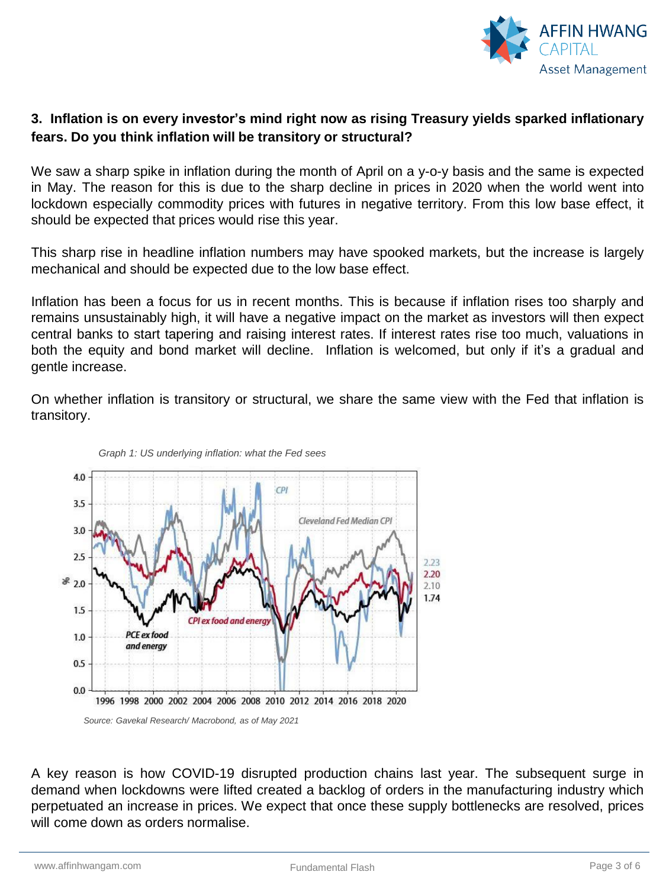**3. Inflation is on every investor's mind right now as rising Treasury yields sparked inflationary fears. Do you think inflation will be transitory or structural?**

We saw a sharp spike in inflation during the month of April on a y-o-y basis and the same is expected in May. The reason for this is due to the sharp decline in prices in 2020 when the world went into lockdown especially commodity prices with futures in negative territory. From this low base effect, it should be expected that prices would rise this year.

This sharp rise in headline inflation numbers may have spooked markets, but the increase is largely mechanical and should be expected due to the low base effect.

Inflation has been a focus for us in recent months. This is because if inflation rises too sharply and remains unsustainably high, it will have a negative impact on the market as investors will then expect central banks to start tapering and raising interest rates. If interest rates rise too much, valuations in both the equity and bond market will decline. Inflation is welcomed, but only if it's a gradual and gentle increase.

On whether inflation is transitory or structural, we share the same view with the Fed that inflation is transitory.

*Graph 1: US underlying inflation: what the Fed sees*

*Source: Gavekal Research/ Macrobond, as of May 2021*

A key reason is how COVID-19 disrupted production chains last year. The subsequent surge in demand when lockdowns were lifted created a backlog of orders in the manufacturing industry which perpetuated an increase in prices. We expect that once these supply bottlenecks are resolved, prices will come down as orders normalise.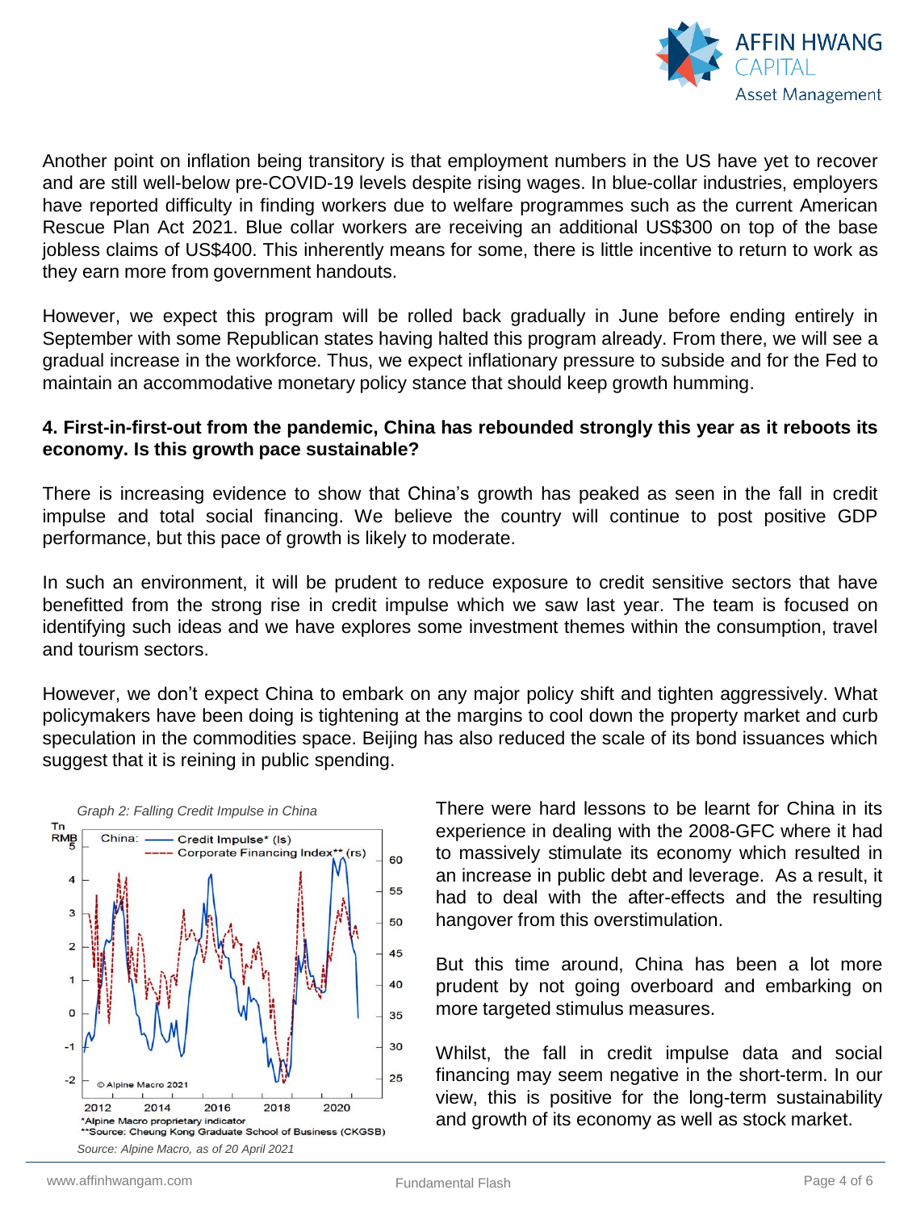Another point on inflation being transitory is that employment numbers in the US have yet to recover and are still well-below pre-COVID-19 levels despite rising wages. In blue-collar industries, employers have reported difficulty in finding workers due to welfare programmes such as the current American Rescue Plan Act 2021. Blue collar workers are receiving an additional US$300 on top of the base jobless claims of US$400. This inherently means for some, there is little incentive to return to work as they earn more from government handouts.

However, we expect this program will be rolled back gradually in June before ending entirely in September with some Republican states having halted this program already. From there, we will see a gradual increase in the workforce. Thus, we expect inflationary pressure to subside and for the Fed to maintain an accommodative monetary policy stance that should keep growth humming.

**4. First-in-first-out from the pandemic, China has rebounded strongly this year as it reboots its economy. Is this growth pace sustainable?**

There is increasing evidence to show that China's growth has peaked as seen in the fall in credit impulse and total social financing. We believe the country will continue to post positive GDP performance, but this pace of growth is likely to moderate.

In such an environment, it will be prudent to reduce exposure to credit sensitive sectors that have benefitted from the strong rise in credit impulse which we saw last year. The team is focused on identifying such ideas and we have explores some investment themes within the consumption, travel and tourism sectors.

However, we don't expect China to embark on any major policy shift and tighten aggressively. What policymakers have been doing is tightening at the margins to cool down the property market and curb speculation in the commodities space. Beijing has also reduced the scale of its bond issuances which suggest that it is reining in public spending.

*Graph 2: Falling Credit Impulse in China*

Tn RMB — China: Credit Impulse* (ls); Corporate Financing Index** (rs)

© Alpine Macro 2021

*Alpine Macro proprietary indicator
**Source: Cheung Kong Graduate School of Business (CKGSB)

*Source: Alpine Macro, as of 20 April 2021*

There were hard lessons to be learnt for China in its experience in dealing with the 2008-GFC where it had to massively stimulate its economy which resulted in an increase in public debt and leverage. As a result, it had to deal with the after-effects and the resulting hangover from this overstimulation.

But this time around, China has been a lot more prudent by not going overboard and embarking on more targeted stimulus measures.

Whilst, the fall in credit impulse data and social financing may seem negative in the short-term. In our view, this is positive for the long-term sustainability and growth of its economy as well as stock market.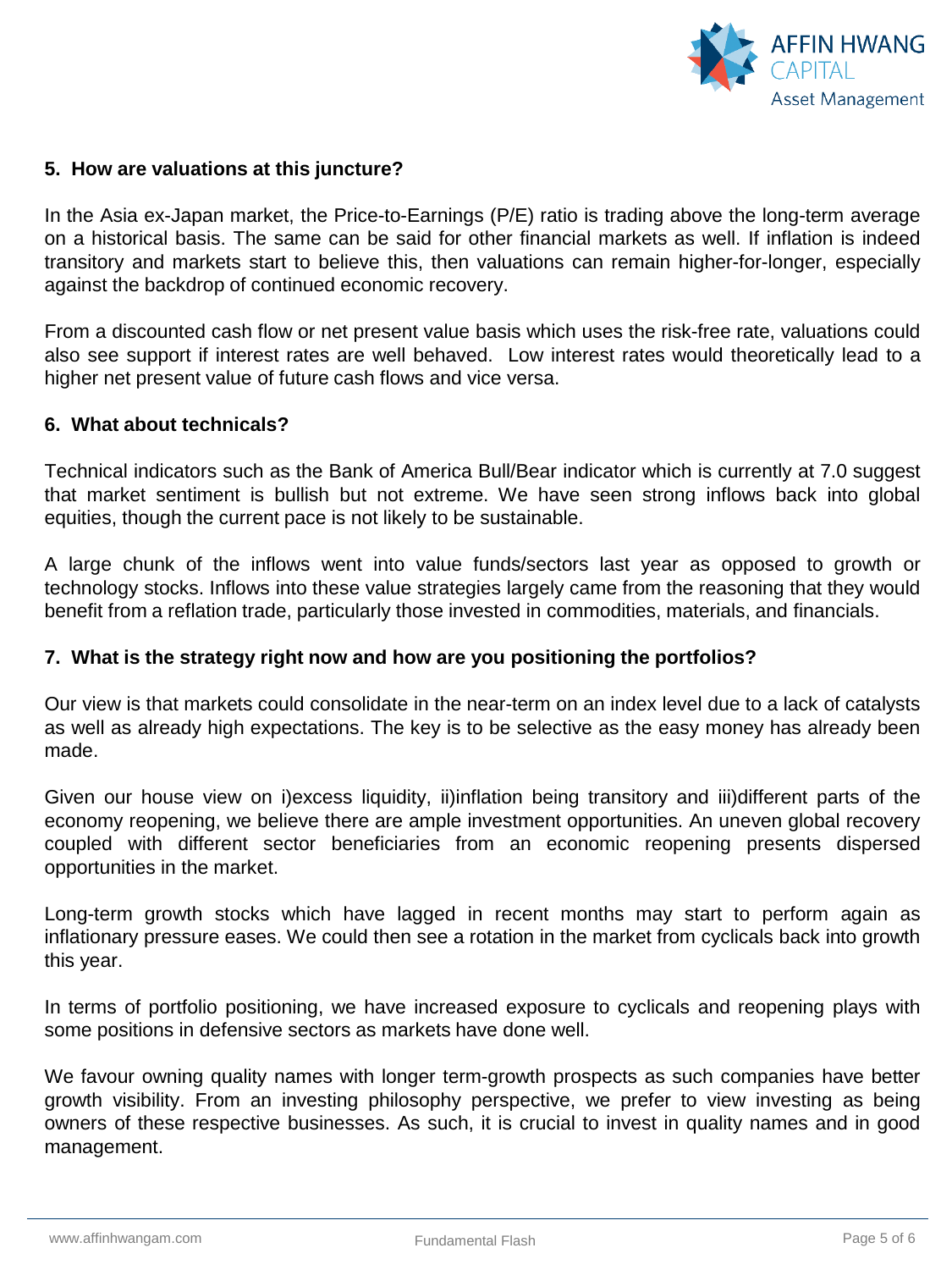**5. How are valuations at this juncture?**

In the Asia ex-Japan market, the Price-to-Earnings (P/E) ratio is trading above the long-term average on a historical basis. The same can be said for other financial markets as well. If inflation is indeed transitory and markets start to believe this, then valuations can remain higher-for-longer, especially against the backdrop of continued economic recovery.

From a discounted cash flow or net present value basis which uses the risk-free rate, valuations could also see support if interest rates are well behaved. Low interest rates would theoretically lead to a higher net present value of future cash flows and vice versa.

**6. What about technicals?**

Technical indicators such as the Bank of America Bull/Bear indicator which is currently at 7.0 suggest that market sentiment is bullish but not extreme. We have seen strong inflows back into global equities, though the current pace is not likely to be sustainable.

A large chunk of the inflows went into value funds/sectors last year as opposed to growth or technology stocks. Inflows into these value strategies largely came from the reasoning that they would benefit from a reflation trade, particularly those invested in commodities, materials, and financials.

**7. What is the strategy right now and how are you positioning the portfolios?**

Our view is that markets could consolidate in the near-term on an index level due to a lack of catalysts as well as already high expectations. The key is to be selective as the easy money has already been made.

Given our house view on i)excess liquidity, ii)inflation being transitory and iii)different parts of the economy reopening, we believe there are ample investment opportunities. An uneven global recovery coupled with different sector beneficiaries from an economic reopening presents dispersed opportunities in the market.

Long-term growth stocks which have lagged in recent months may start to perform again as inflationary pressure eases. We could then see a rotation in the market from cyclicals back into growth this year.

In terms of portfolio positioning, we have increased exposure to cyclicals and reopening plays with some positions in defensive sectors as markets have done well.

We favour owning quality names with longer term-growth prospects as such companies have better growth visibility. From an investing philosophy perspective, we prefer to view investing as being owners of these respective businesses. As such, it is crucial to invest in quality names and in good management.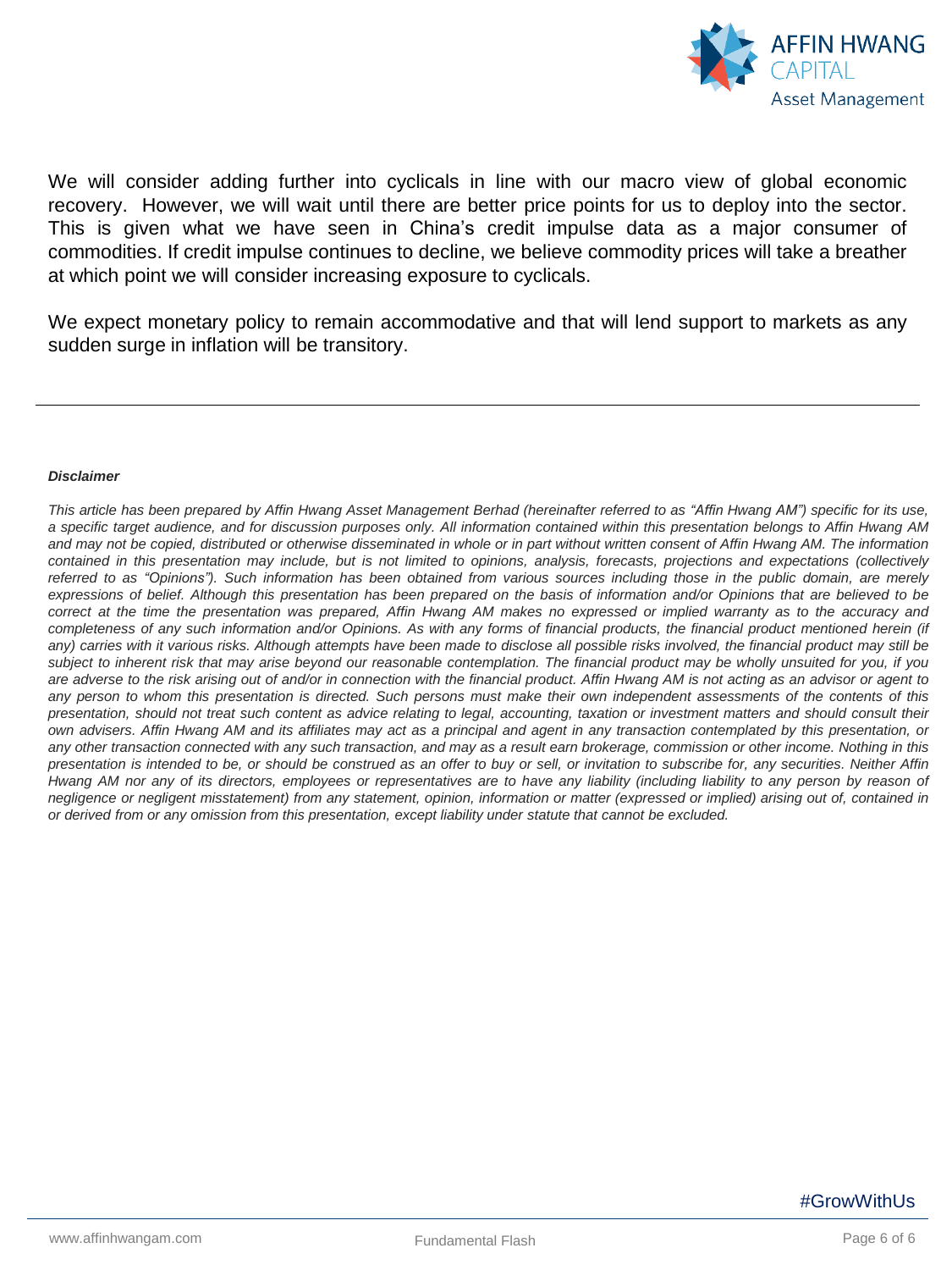We will consider adding further into cyclicals in line with our macro view of global economic recovery. However, we will wait until there are better price points for us to deploy into the sector. This is given what we have seen in China's credit impulse data as a major consumer of commodities. If credit impulse continues to decline, we believe commodity prices will take a breather at which point we will consider increasing exposure to cyclicals.

We expect monetary policy to remain accommodative and that will lend support to markets as any sudden surge in inflation will be transitory.

---

***Disclaimer***

*This article has been prepared by Affin Hwang Asset Management Berhad (hereinafter referred to as "Affin Hwang AM") specific for its use, a specific target audience, and for discussion purposes only. All information contained within this presentation belongs to Affin Hwang AM and may not be copied, distributed or otherwise disseminated in whole or in part without written consent of Affin Hwang AM. The information contained in this presentation may include, but is not limited to opinions, analysis, forecasts, projections and expectations (collectively referred to as "Opinions"). Such information has been obtained from various sources including those in the public domain, are merely expressions of belief. Although this presentation has been prepared on the basis of information and/or Opinions that are believed to be correct at the time the presentation was prepared, Affin Hwang AM makes no expressed or implied warranty as to the accuracy and completeness of any such information and/or Opinions. As with any forms of financial products, the financial product mentioned herein (if any) carries with it various risks. Although attempts have been made to disclose all possible risks involved, the financial product may still be subject to inherent risk that may arise beyond our reasonable contemplation. The financial product may be wholly unsuited for you, if you are adverse to the risk arising out of and/or in connection with the financial product. Affin Hwang AM is not acting as an advisor or agent to any person to whom this presentation is directed. Such persons must make their own independent assessments of the contents of this presentation, should not treat such content as advice relating to legal, accounting, taxation or investment matters and should consult their own advisers. Affin Hwang AM and its affiliates may act as a principal and agent in any transaction contemplated by this presentation, or any other transaction connected with any such transaction, and may as a result earn brokerage, commission or other income. Nothing in this presentation is intended to be, or should be construed as an offer to buy or sell, or invitation to subscribe for, any securities. Neither Affin Hwang AM nor any of its directors, employees or representatives are to have any liability (including liability to any person by reason of negligence or negligent misstatement) from any statement, opinion, information or matter (expressed or implied) arising out of, contained in or derived from or any omission from this presentation, except liability under statute that cannot be excluded.*